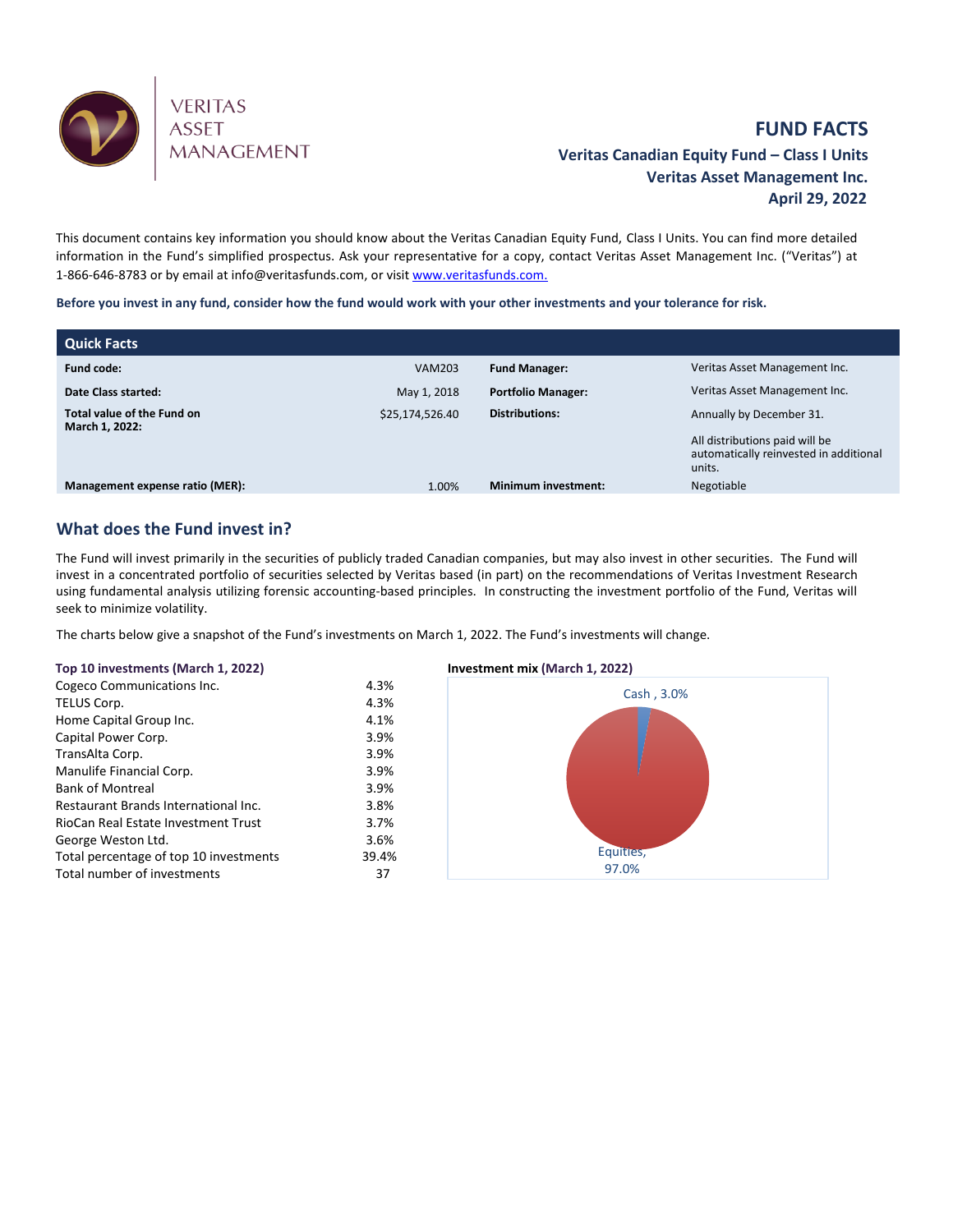VERITAS ASSET MANAGEMENT

# FUND FACTS

**Veritas Canadian Equity Fund – Class I Units**
**Veritas Asset Management Inc.**
**April 29, 2022**

This document contains key information you should know about the Veritas Canadian Equity Fund, Class I Units. You can find more detailed information in the Fund's simplified prospectus. Ask your representative for a copy, contact Veritas Asset Management Inc. ("Veritas") at 1-866-646-8783 or by email at info@veritasfunds.com, or visit www.veritasfunds.com.

**Before you invest in any fund, consider how the fund would work with your other investments and your tolerance for risk.**

| Quick Facts | | | |
|---|---|---|---|
| **Fund code:** | VAM203 | **Fund Manager:** | Veritas Asset Management Inc. |
| **Date Class started:** | May 1, 2018 | **Portfolio Manager:** | Veritas Asset Management Inc. |
| **Total value of the Fund on March 1, 2022:** | $25,174,526.40 | **Distributions:** | Annually by December 31. All distributions paid will be automatically reinvested in additional units. |
| **Management expense ratio (MER):** | 1.00% | **Minimum investment:** | Negotiable |

## What does the Fund invest in?

The Fund will invest primarily in the securities of publicly traded Canadian companies, but may also invest in other securities. The Fund will invest in a concentrated portfolio of securities selected by Veritas based (in part) on the recommendations of Veritas Investment Research using fundamental analysis utilizing forensic accounting-based principles. In constructing the investment portfolio of the Fund, Veritas will seek to minimize volatility.

The charts below give a snapshot of the Fund's investments on March 1, 2022. The Fund's investments will change.

**Top 10 investments (March 1, 2022)**

| | |
|---|---|
| Cogeco Communications Inc. | 4.3% |
| TELUS Corp. | 4.3% |
| Home Capital Group Inc. | 4.1% |
| Capital Power Corp. | 3.9% |
| TransAlta Corp. | 3.9% |
| Manulife Financial Corp. | 3.9% |
| Bank of Montreal | 3.9% |
| Restaurant Brands International Inc. | 3.8% |
| RioCan Real Estate Investment Trust | 3.7% |
| George Weston Ltd. | 3.6% |
| Total percentage of top 10 investments | 39.4% |
| Total number of investments | 37 |

**Investment mix (March 1, 2022)**

| | |
|---|---|
| Cash | 3.0% |
| Equities | 97.0% |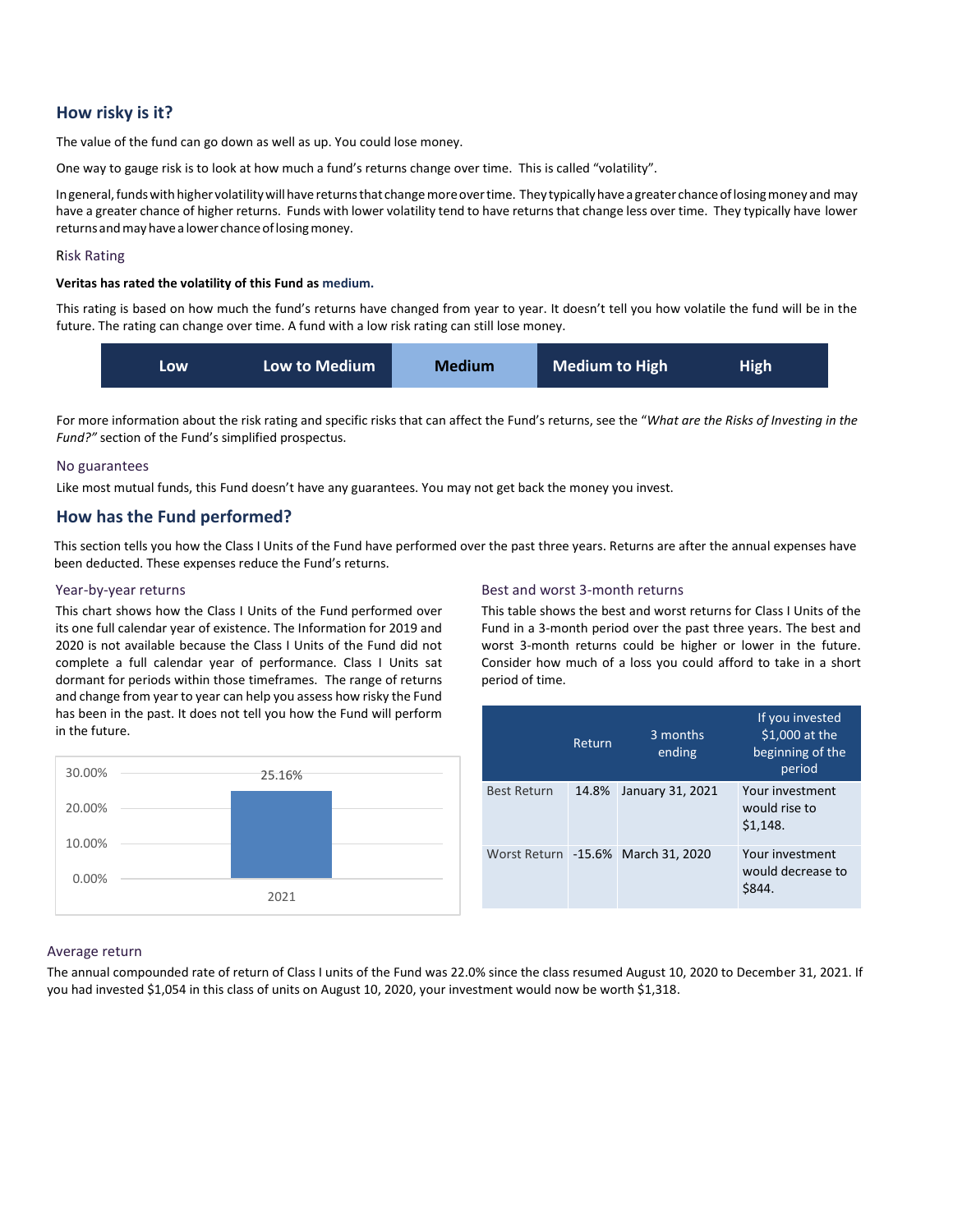## How risky is it?

The value of the fund can go down as well as up. You could lose money.

One way to gauge risk is to look at how much a fund's returns change over time. This is called "volatility".

In general, funds with higher volatility will have returns that change more over time. They typically have a greater chance of losing money and may have a greater chance of higher returns. Funds with lower volatility tend to have returns that change less over time. They typically have lower returns and may have a lower chance of losing money.

### Risk Rating

**Veritas has rated the volatility of this Fund as medium.**

This rating is based on how much the fund's returns have changed from year to year. It doesn't tell you how volatile the fund will be in the future. The rating can change over time. A fund with a low risk rating can still lose money.

| Low | Low to Medium | **Medium** | Medium to High | High |
|---|---|---|---|---|

For more information about the risk rating and specific risks that can affect the Fund's returns, see the "*What are the Risks of Investing in the Fund?"* section of the Fund's simplified prospectus.

### No guarantees

Like most mutual funds, this Fund doesn't have any guarantees. You may not get back the money you invest.

## How has the Fund performed?

This section tells you how the Class I Units of the Fund have performed over the past three years. Returns are after the annual expenses have been deducted. These expenses reduce the Fund's returns.

### Year-by-year returns

This chart shows how the Class I Units of the Fund performed over its one full calendar year of existence. The Information for 2019 and 2020 is not available because the Class I Units of the Fund did not complete a full calendar year of performance. Class I Units sat dormant for periods within those timeframes. The range of returns and change from year to year can help you assess how risky the Fund has been in the past. It does not tell you how the Fund will perform in the future.

| Year | Return |
|---|---|
| 2021 | 25.16% |

### Best and worst 3-month returns

This table shows the best and worst returns for Class I Units of the Fund in a 3-month period over the past three years. The best and worst 3-month returns could be higher or lower in the future. Consider how much of a loss you could afford to take in a short period of time.

| | Return | 3 months ending | If you invested $1,000 at the beginning of the period |
|---|---|---|---|
| Best Return | 14.8% | January 31, 2021 | Your investment would rise to $1,148. |
| Worst Return | -15.6% | March 31, 2020 | Your investment would decrease to $844. |

### Average return

The annual compounded rate of return of Class I units of the Fund was 22.0% since the class resumed August 10, 2020 to December 31, 2021. If you had invested $1,054 in this class of units on August 10, 2020, your investment would now be worth $1,318.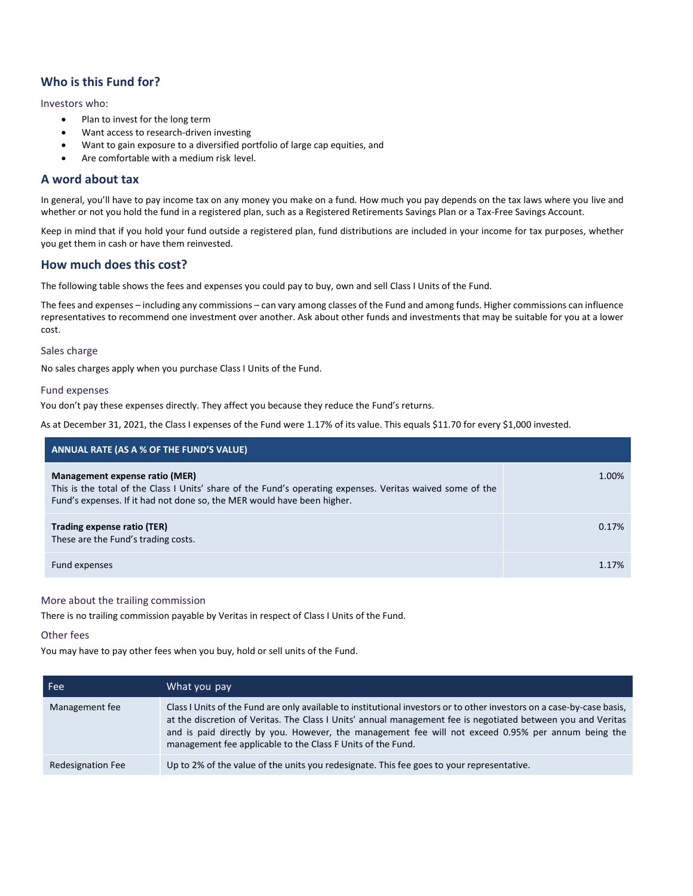## Who is this Fund for?

### Investors who:

- Plan to invest for the long term
- Want access to research-driven investing
- Want to gain exposure to a diversified portfolio of large cap equities, and
- Are comfortable with a medium risk level.

## A word about tax

In general, you'll have to pay income tax on any money you make on a fund. How much you pay depends on the tax laws where you live and whether or not you hold the fund in a registered plan, such as a Registered Retirements Savings Plan or a Tax-Free Savings Account.

Keep in mind that if you hold your fund outside a registered plan, fund distributions are included in your income for tax purposes, whether you get them in cash or have them reinvested.

## How much does this cost?

The following table shows the fees and expenses you could pay to buy, own and sell Class I Units of the Fund.

The fees and expenses – including any commissions – can vary among classes of the Fund and among funds. Higher commissions can influence representatives to recommend one investment over another. Ask about other funds and investments that may be suitable for you at a lower cost.

### Sales charge

No sales charges apply when you purchase Class I Units of the Fund.

### Fund expenses

You don't pay these expenses directly. They affect you because they reduce the Fund's returns.

As at December 31, 2021, the Class I expenses of the Fund were 1.17% of its value. This equals $11.70 for every $1,000 invested.

| ANNUAL RATE (AS A % OF THE FUND'S VALUE) | |
|---|---|
| **Management expense ratio (MER)**<br>This is the total of the Class I Units' share of the Fund's operating expenses. Veritas waived some of the Fund's expenses. If it had not done so, the MER would have been higher. | 1.00% |
| **Trading expense ratio (TER)**<br>These are the Fund's trading costs. | 0.17% |
| Fund expenses | 1.17% |

### More about the trailing commission

There is no trailing commission payable by Veritas in respect of Class I Units of the Fund.

### Other fees

You may have to pay other fees when you buy, hold or sell units of the Fund.

| Fee | What you pay |
|---|---|
| Management fee | Class I Units of the Fund are only available to institutional investors or to other investors on a case-by-case basis, at the discretion of Veritas. The Class I Units' annual management fee is negotiated between you and Veritas and is paid directly by you. However, the management fee will not exceed 0.95% per annum being the management fee applicable to the Class F Units of the Fund. |
| Redesignation Fee | Up to 2% of the value of the units you redesignate. This fee goes to your representative. |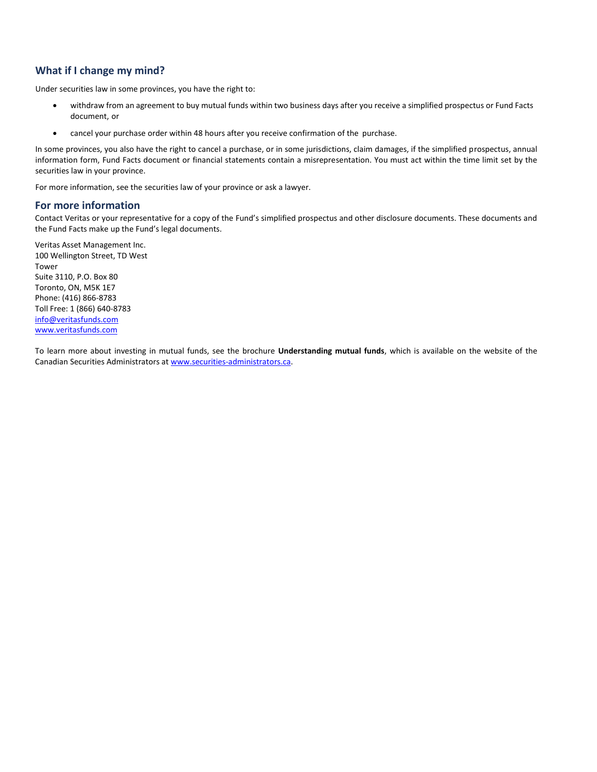## What if I change my mind?

Under securities law in some provinces, you have the right to:

- withdraw from an agreement to buy mutual funds within two business days after you receive a simplified prospectus or Fund Facts document, or
- cancel your purchase order within 48 hours after you receive confirmation of the purchase.

In some provinces, you also have the right to cancel a purchase, or in some jurisdictions, claim damages, if the simplified prospectus, annual information form, Fund Facts document or financial statements contain a misrepresentation. You must act within the time limit set by the securities law in your province.

For more information, see the securities law of your province or ask a lawyer.

## For more information

Contact Veritas or your representative for a copy of the Fund's simplified prospectus and other disclosure documents. These documents and the Fund Facts make up the Fund's legal documents.

Veritas Asset Management Inc.
100 Wellington Street, TD West
Tower
Suite 3110, P.O. Box 80
Toronto, ON, M5K 1E7
Phone: (416) 866-8783
Toll Free: 1 (866) 640-8783
info@veritasfunds.com
www.veritasfunds.com

To learn more about investing in mutual funds, see the brochure **Understanding mutual funds**, which is available on the website of the Canadian Securities Administrators at www.securities-administrators.ca.